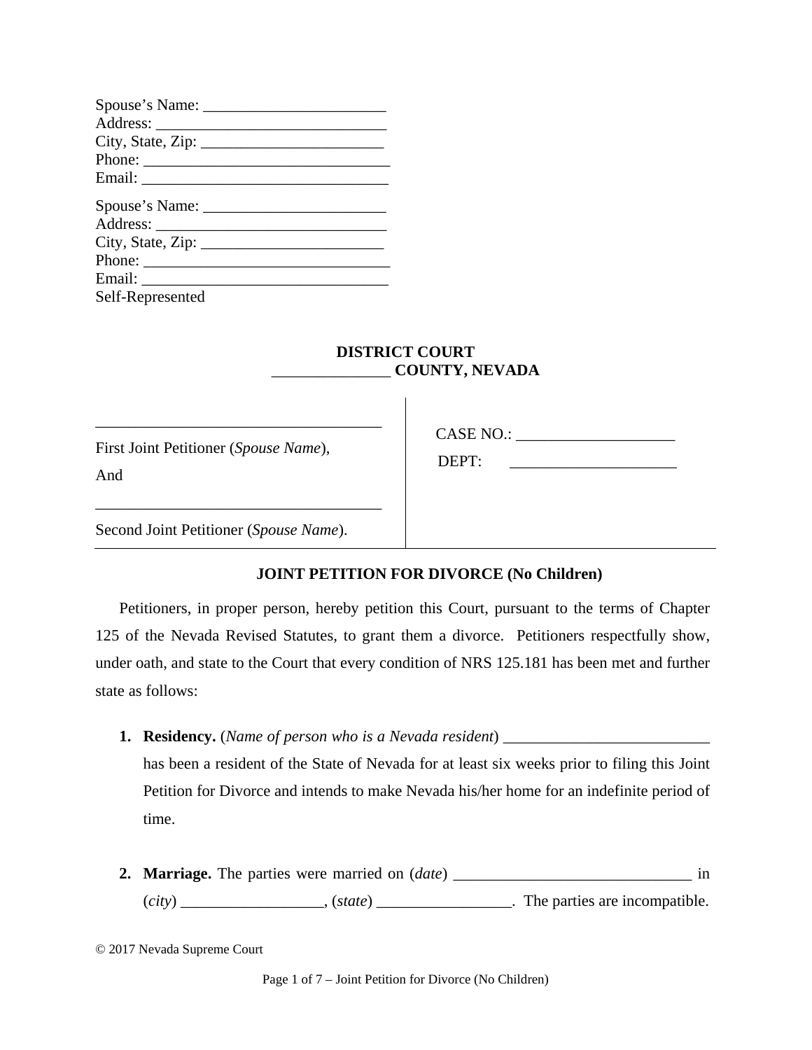Spouse's Name: _______________________
Address: _____________________________
City, State, Zip: _______________________
Phone: _______________________________
Email: _______________________________

Spouse's Name: _______________________
Address: _____________________________
City, State, Zip: _______________________
Phone: _______________________________
Email: _______________________________
Self-Represented

**DISTRICT COURT**
**_______________ COUNTY, NEVADA**

| | |
|---|---|
| ___________________________________<br><br>First Joint Petitioner (*Spouse Name*),<br><br>And<br><br>___________________________________<br><br>Second Joint Petitioner (*Spouse Name*). | CASE NO.: ____________________<br><br>DEPT: _____________________ |

**JOINT PETITION FOR DIVORCE (No Children)**

Petitioners, in proper person, hereby petition this Court, pursuant to the terms of Chapter 125 of the Nevada Revised Statutes, to grant them a divorce. Petitioners respectfully show, under oath, and state to the Court that every condition of NRS 125.181 has been met and further state as follows:

1. **Residency.** (*Name of person who is a Nevada resident*) __________________________ has been a resident of the State of Nevada for at least six weeks prior to filing this Joint Petition for Divorce and intends to make Nevada his/her home for an indefinite period of time.

2. **Marriage.** The parties were married on (*date*) ______________________________ in (*city*) __________________, (*state*) _________________. The parties are incompatible.

© 2017 Nevada Supreme Court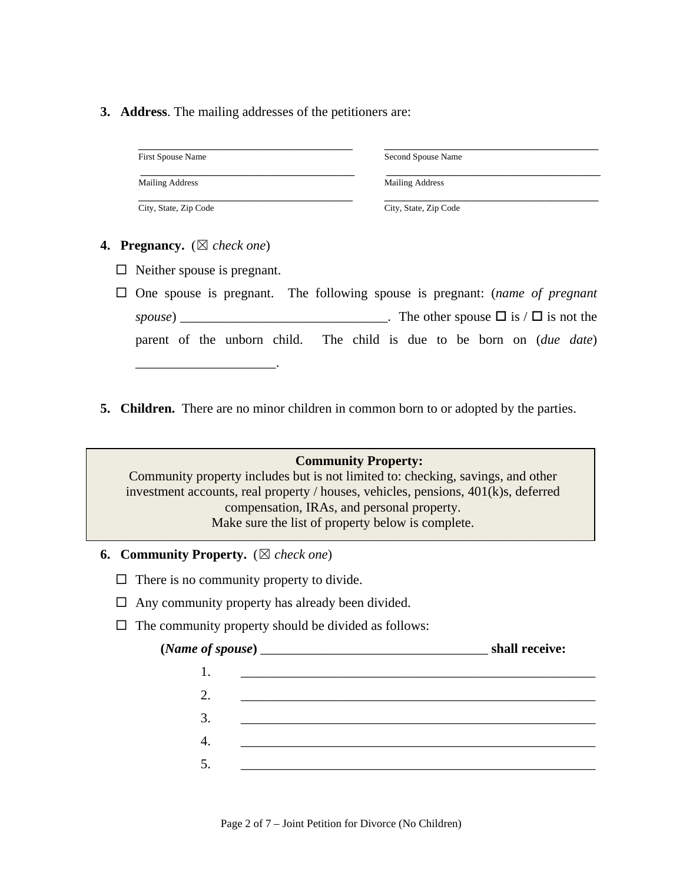3. **Address**. The mailing addresses of the petitioners are:

| | |
|---|---|
| ______________________________ | ______________________________ |
| First Spouse Name | Second Spouse Name |
| ______________________________ | ______________________________ |
| Mailing Address | Mailing Address |
| ______________________________ | ______________________________ |
| City, State, Zip Code | City, State, Zip Code |

4. **Pregnancy.** (☒ *check one*)

   ☐ Neither spouse is pregnant.

   ☐ One spouse is pregnant. The following spouse is pregnant: (*name of pregnant spouse*) ______________________________. The other spouse ☐ is / ☐ is not the parent of the unborn child. The child is due to be born on (*due date*) ____________________.

5. **Children.** There are no minor children in common born to or adopted by the parties.

> **Community Property:**
> Community property includes but is not limited to: checking, savings, and other investment accounts, real property / houses, vehicles, pensions, 401(k)s, deferred compensation, IRAs, and personal property.
> Make sure the list of property below is complete.

6. **Community Property.** (☒ *check one*)

   ☐ There is no community property to divide.

   ☐ Any community property has already been divided.

   ☐ The community property should be divided as follows:

   **(*Name of spouse*)** _________________________________ **shall receive:**

   1. ____________________________________________________
   2. ____________________________________________________
   3. ____________________________________________________
   4. ____________________________________________________
   5. ____________________________________________________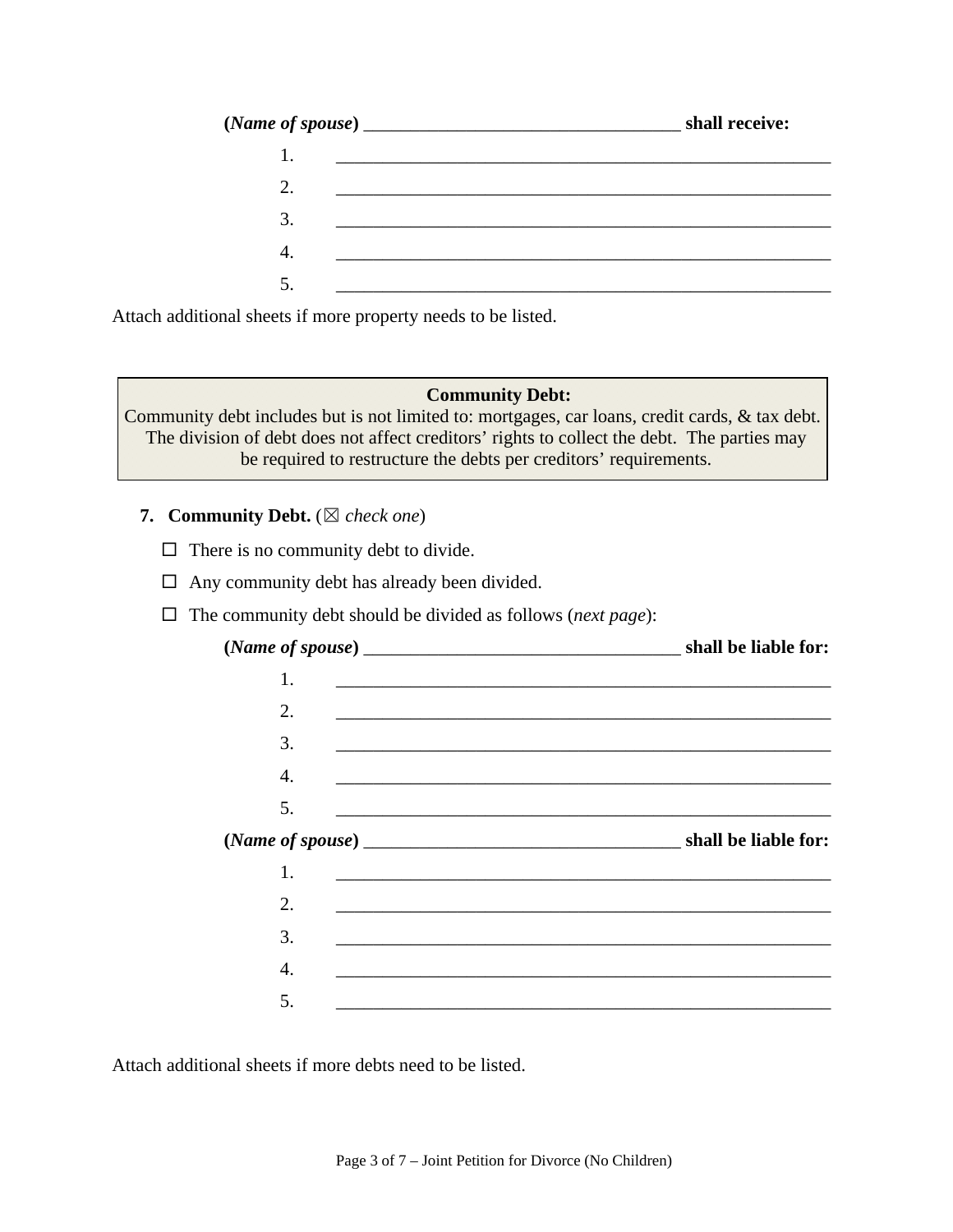**(*Name of spouse*)** __________________________________ **shall receive:**

1. _______________________________________________________
2. _______________________________________________________
3. _______________________________________________________
4. _______________________________________________________
5. _______________________________________________________

Attach additional sheets if more property needs to be listed.

> **Community Debt:**
> Community debt includes but is not limited to: mortgages, car loans, credit cards, & tax debt. The division of debt does not affect creditors' rights to collect the debt. The parties may be required to restructure the debts per creditors' requirements.

**7. Community Debt.** (☒ *check one*)

☐ There is no community debt to divide.

☐ Any community debt has already been divided.

☐ The community debt should be divided as follows (*next page*):

**(*Name of spouse*)** __________________________________ **shall be liable for:**

1. _______________________________________________________
2. _______________________________________________________
3. _______________________________________________________
4. _______________________________________________________
5. _______________________________________________________

**(*Name of spouse*)** __________________________________ **shall be liable for:**

1. _______________________________________________________
2. _______________________________________________________
3. _______________________________________________________
4. _______________________________________________________
5. _______________________________________________________

Attach additional sheets if more debts need to be listed.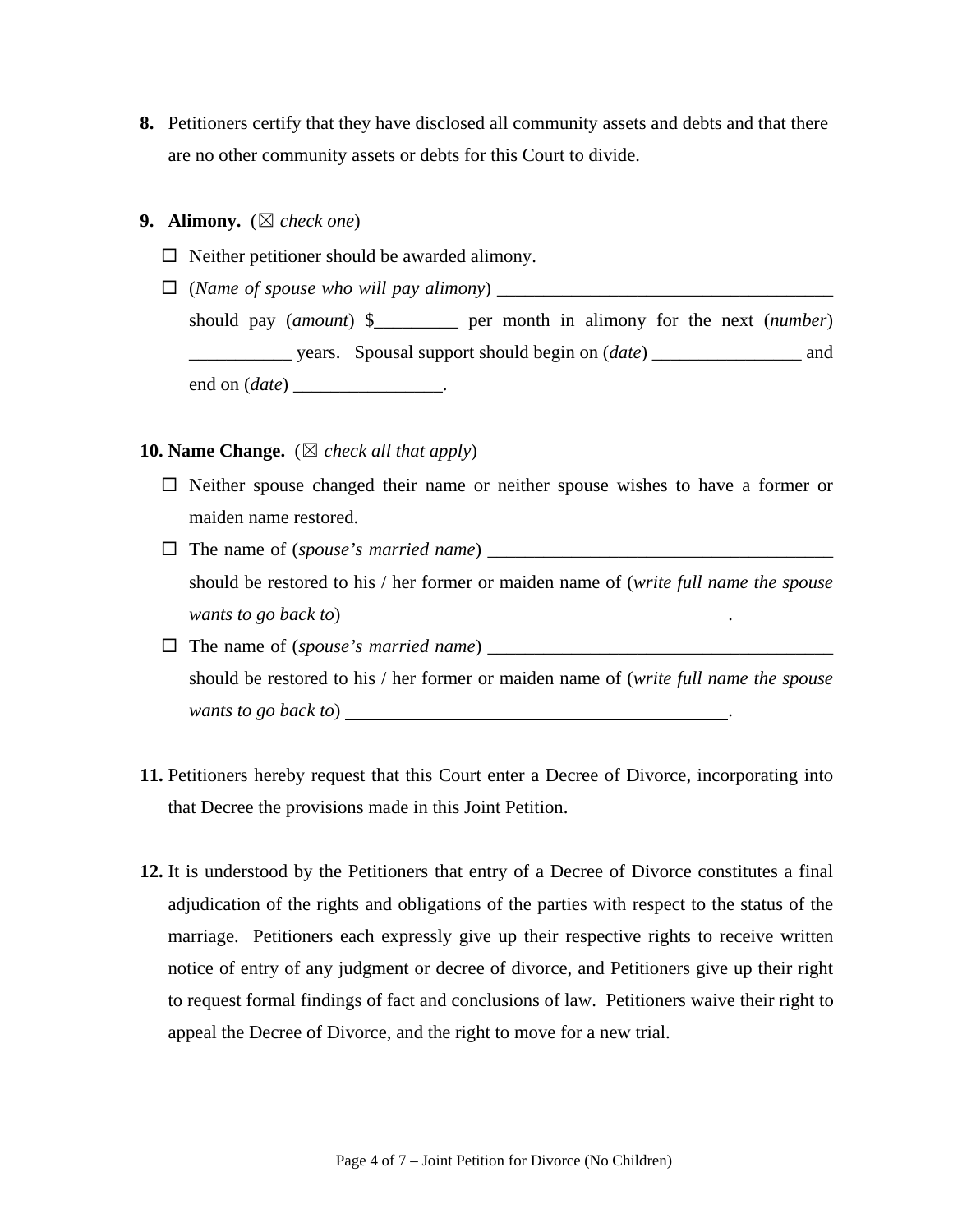8. Petitioners certify that they have disclosed all community assets and debts and that there are no other community assets or debts for this Court to divide.

9. **Alimony.** (☒ *check one*)

   ☐ Neither petitioner should be awarded alimony.

   ☐ (*Name of spouse who will pay alimony*) ____________________________________ should pay (*amount*) $_________ per month in alimony for the next (*number*) ___________ years. Spousal support should begin on (*date*) ________________ and end on (*date*) ________________.

10. **Name Change.** (☒ *check all that apply*)

   ☐ Neither spouse changed their name or neither spouse wishes to have a former or maiden name restored.

   ☐ The name of (*spouse's married name*) ______________________________________ should be restored to his / her former or maiden name of (*write full name the spouse wants to go back to*) __________________________________________.

   ☐ The name of (*spouse's married name*) ______________________________________ should be restored to his / her former or maiden name of (*write full name the spouse wants to go back to*) __________________________________________.

11. Petitioners hereby request that this Court enter a Decree of Divorce, incorporating into that Decree the provisions made in this Joint Petition.

12. It is understood by the Petitioners that entry of a Decree of Divorce constitutes a final adjudication of the rights and obligations of the parties with respect to the status of the marriage. Petitioners each expressly give up their respective rights to receive written notice of entry of any judgment or decree of divorce, and Petitioners give up their right to request formal findings of fact and conclusions of law. Petitioners waive their right to appeal the Decree of Divorce, and the right to move for a new trial.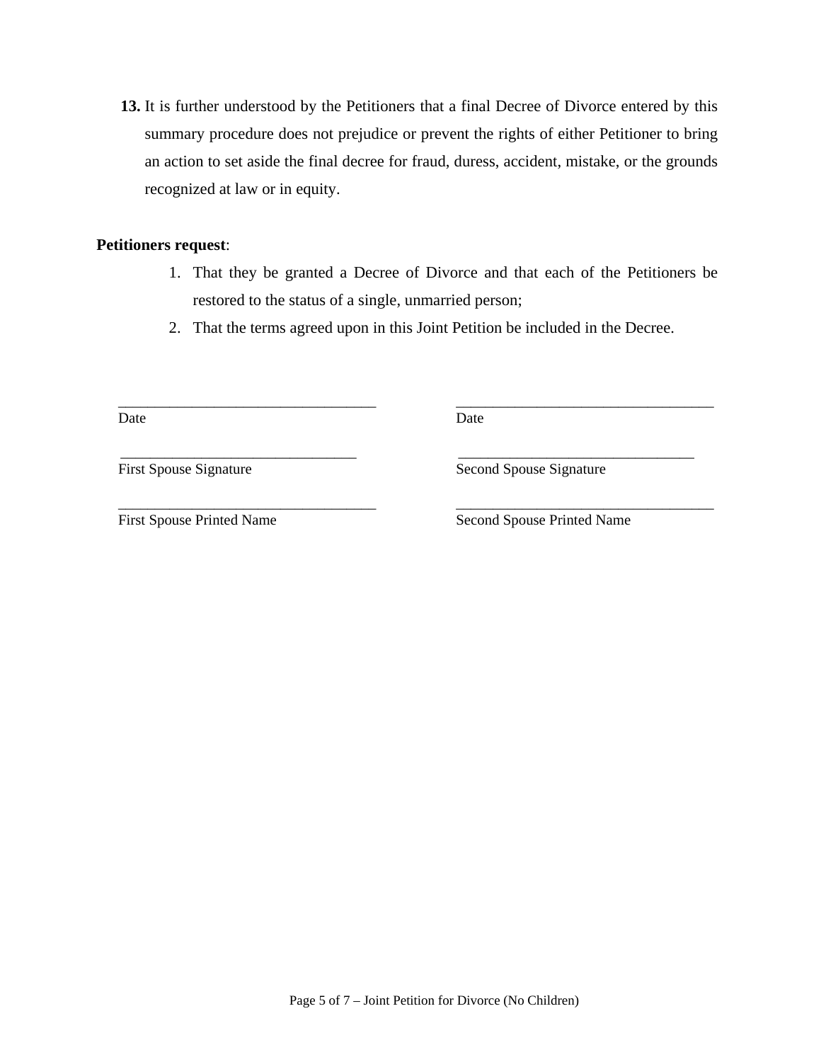**13.** It is further understood by the Petitioners that a final Decree of Divorce entered by this summary procedure does not prejudice or prevent the rights of either Petitioner to bring an action to set aside the final decree for fraud, duress, accident, mistake, or the grounds recognized at law or in equity.

**Petitioners request**:

1. That they be granted a Decree of Divorce and that each of the Petitioners be restored to the status of a single, unmarried person;
2. That the terms agreed upon in this Joint Petition be included in the Decree.

| | |
|---|---|
| ___________________________________ | ___________________________________ |
| Date | Date |
| ________________________________ | ________________________________ |
| First Spouse Signature | Second Spouse Signature |
| ___________________________________ | ___________________________________ |
| First Spouse Printed Name | Second Spouse Printed Name |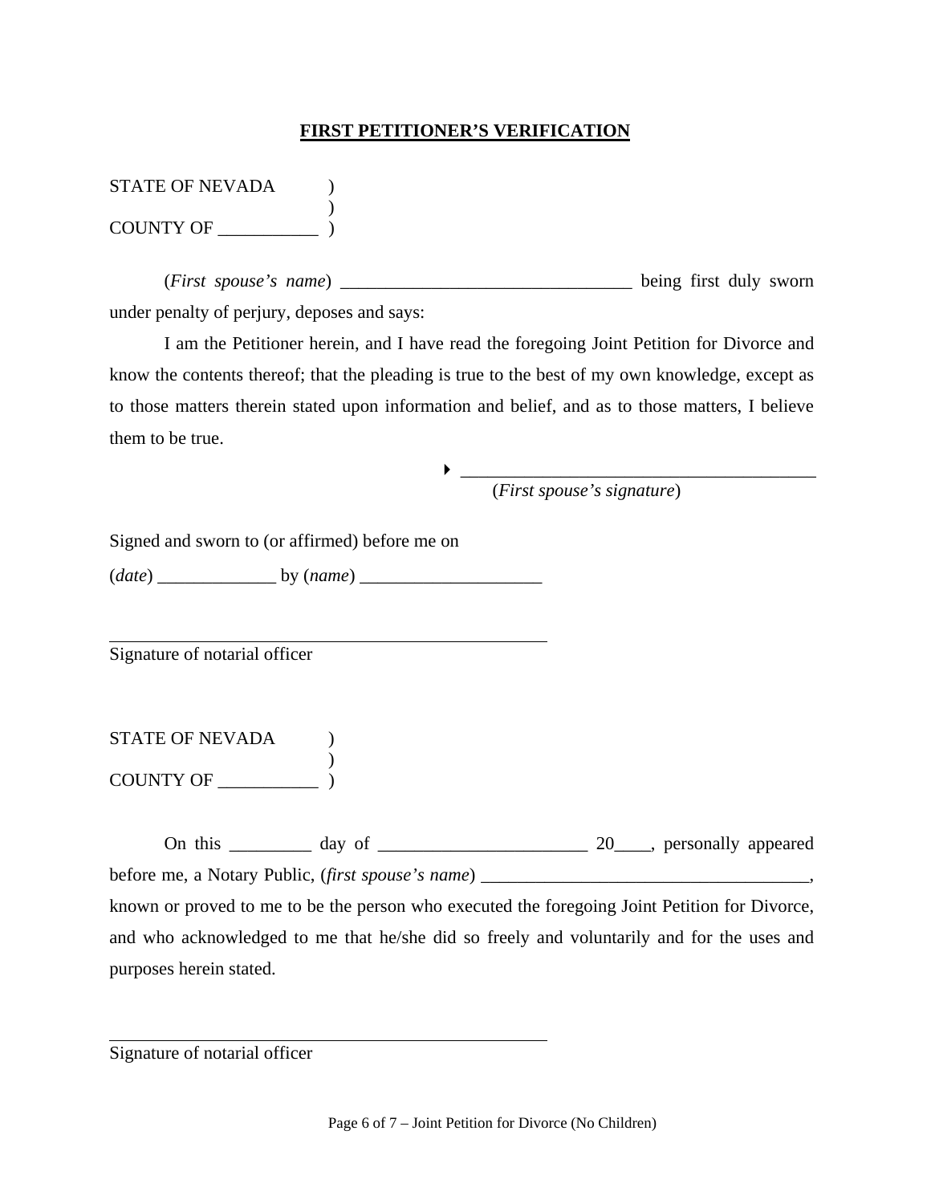**FIRST PETITIONER'S VERIFICATION**

STATE OF NEVADA )
)
COUNTY OF ___________ )

(*First spouse's name*) ________________________________ being first duly sworn under penalty of perjury, deposes and says:

I am the Petitioner herein, and I have read the foregoing Joint Petition for Divorce and know the contents thereof; that the pleading is true to the best of my own knowledge, except as to those matters therein stated upon information and belief, and as to those matters, I believe them to be true.

▸ ________________________________________
(*First spouse's signature*)

Signed and sworn to (or affirmed) before me on

(*date*) _____________ by (*name*) ____________________

__________________________________________________
Signature of notarial officer

STATE OF NEVADA )
)
COUNTY OF ___________ )

On this _________ day of _______________________ 20____, personally appeared before me, a Notary Public, (*first spouse's name*) ____________________________________, known or proved to me to be the person who executed the foregoing Joint Petition for Divorce, and who acknowledged to me that he/she did so freely and voluntarily and for the uses and purposes herein stated.

__________________________________________________
Signature of notarial officer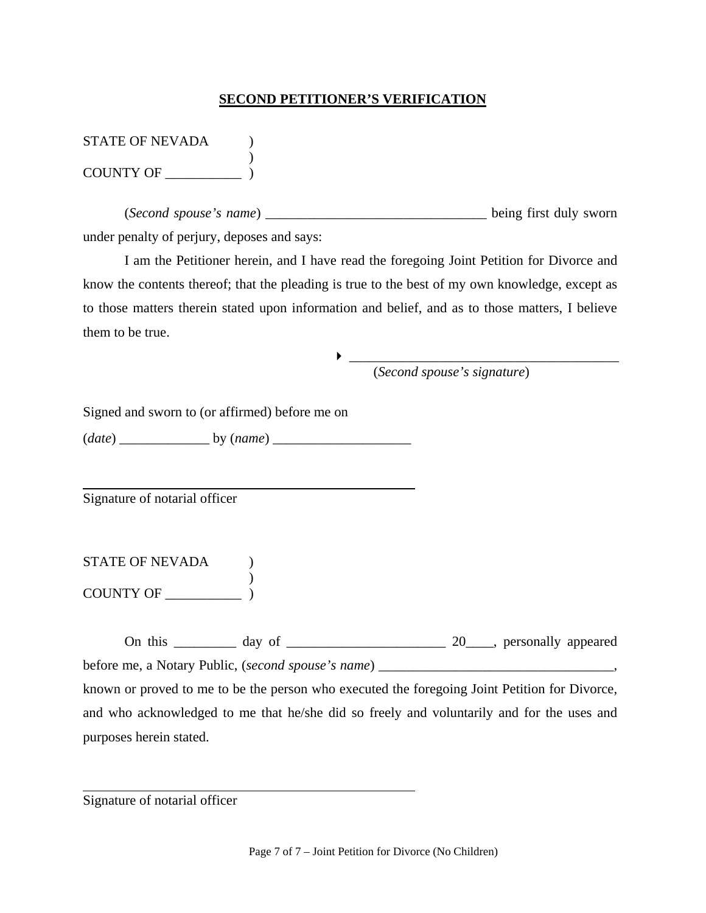## SECOND PETITIONER'S VERIFICATION

STATE OF NEVADA )
)
COUNTY OF ___________ )

(*Second spouse's name*) _______________________________ being first duly sworn under penalty of perjury, deposes and says:

I am the Petitioner herein, and I have read the foregoing Joint Petition for Divorce and know the contents thereof; that the pleading is true to the best of my own knowledge, except as to those matters therein stated upon information and belief, and as to those matters, I believe them to be true.

▸ _______________________________________
(*Second spouse's signature*)

Signed and sworn to (or affirmed) before me on

(*date*) _____________ by (*name*) ____________________

_______________________________________________
Signature of notarial officer

STATE OF NEVADA )
)
COUNTY OF ___________ )

On this _________ day of _______________________ 20____, personally appeared before me, a Notary Public, (*second spouse's name*) __________________________________, known or proved to me to be the person who executed the foregoing Joint Petition for Divorce, and who acknowledged to me that he/she did so freely and voluntarily and for the uses and purposes herein stated.

_______________________________________________
Signature of notarial officer